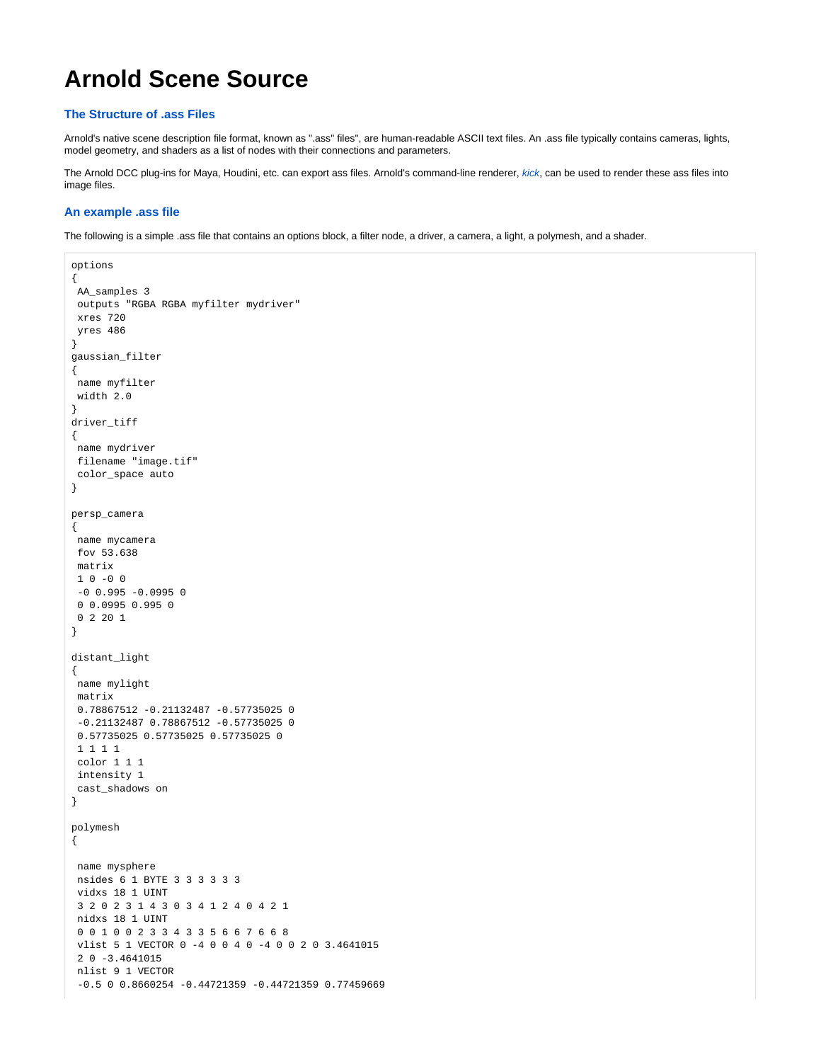# Arnold Scene Source

## The Structure of .ass Files

Arnold's native scene description file format, known as ".ass" files", are human-readable ASCII text files. An .ass file typically contains cameras, lights, model geometry, and shaders as a list of nodes with their connections and parameters.

The Arnold DCC plug-ins for Maya, Houdini, etc. can export ass files. Arnold's command-line renderer, *kick*, can be used to render these ass files into image files.

## An example .ass file

The following is a simple .ass file that contains an options block, a filter node, a driver, a camera, a light, a polymesh, and a shader.

```
options
{
 AA_samples 3
 outputs "RGBA RGBA myfilter mydriver"
 xres 720
 yres 486
}
gaussian_filter
{
 name myfilter
 width 2.0
}
driver_tiff
{
 name mydriver
 filename "image.tif"
 color_space auto
}

persp_camera
{
 name mycamera
 fov 53.638
 matrix
 1 0 -0 0
 -0 0.995 -0.0995 0
 0 0.0995 0.995 0
 0 2 20 1
}

distant_light
{
 name mylight
 matrix
 0.78867512 -0.21132487 -0.57735025 0
 -0.21132487 0.78867512 -0.57735025 0
 0.57735025 0.57735025 0.57735025 0
 1 1 1 1
 color 1 1 1
 intensity 1
 cast_shadows on
}

polymesh
{

 name mysphere
 nsides 6 1 BYTE 3 3 3 3 3 3
 vidxs 18 1 UINT
 3 2 0 2 3 1 4 3 0 3 4 1 2 4 0 4 2 1
 nidxs 18 1 UINT
 0 0 1 0 0 2 3 3 4 3 3 5 6 6 7 6 6 8
 vlist 5 1 VECTOR 0 -4 0 0 4 0 -4 0 0 2 0 3.4641015
 2 0 -3.4641015
 nlist 9 1 VECTOR
 -0.5 0 0.8660254 -0.44721359 -0.44721359 0.77459669
```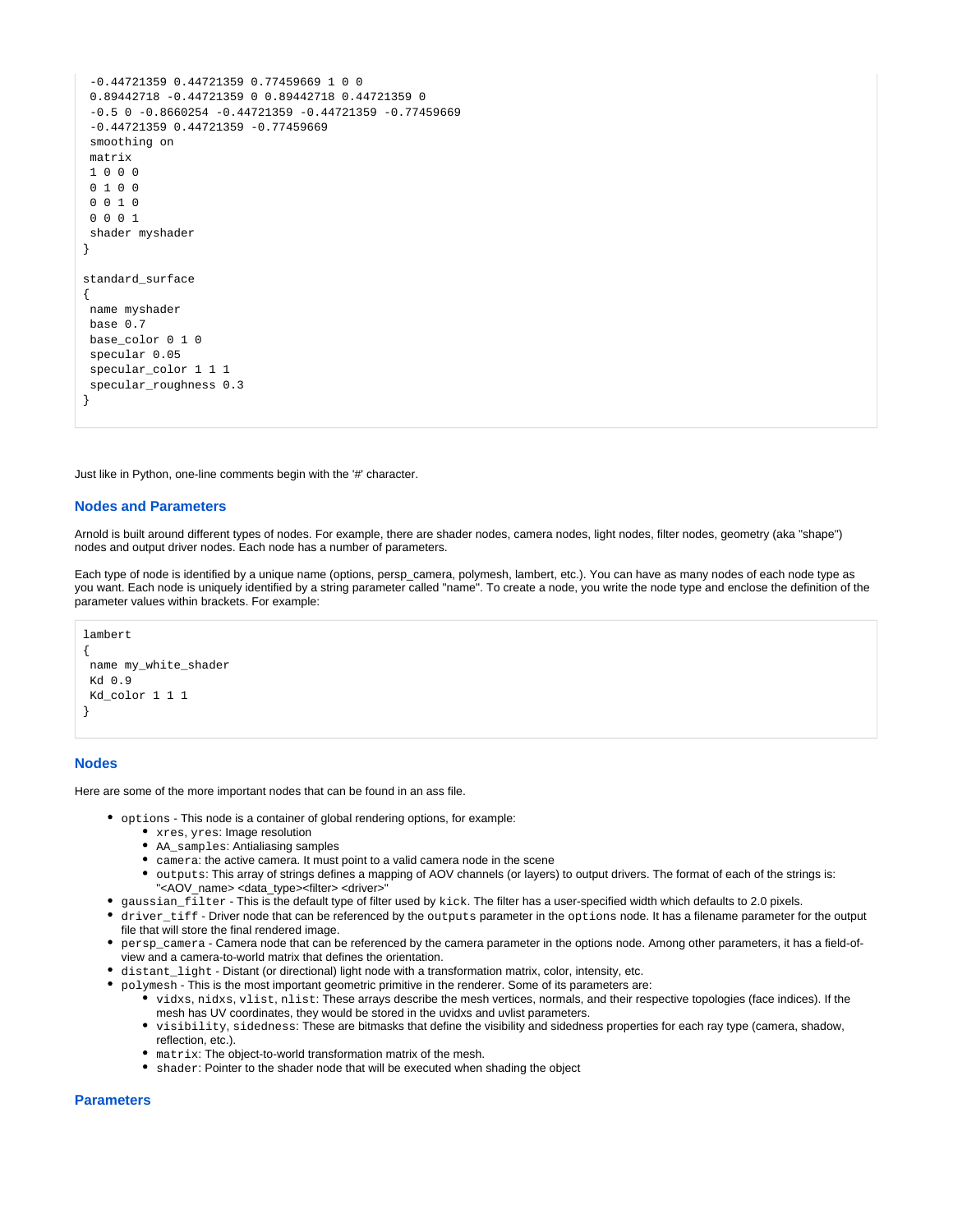```
 -0.44721359 0.44721359 0.77459669 1 0 0
 0.89442718 -0.44721359 0 0.89442718 0.44721359 0
 -0.5 0 -0.8660254 -0.44721359 -0.44721359 -0.77459669
 -0.44721359 0.44721359 -0.77459669
 smoothing on
 matrix
 1 0 0 0
 0 1 0 0
 0 0 1 0
 0 0 0 1
 shader myshader
}

standard_surface
{
 name myshader
 base 0.7
 base_color 0 1 0
 specular 0.05
 specular_color 1 1 1
 specular_roughness 0.3
}
```

Just like in Python, one-line comments begin with the '#' character.

### Nodes and Parameters

Arnold is built around different types of nodes. For example, there are shader nodes, camera nodes, light nodes, filter nodes, geometry (aka "shape") nodes and output driver nodes. Each node has a number of parameters.

Each type of node is identified by a unique name (options, persp_camera, polymesh, lambert, etc.). You can have as many nodes of each node type as you want. Each node is uniquely identified by a string parameter called "name". To create a node, you write the node type and enclose the definition of the parameter values within brackets. For example:

```
lambert
{
 name my_white_shader
 Kd 0.9
 Kd_color 1 1 1
}
```

### Nodes

Here are some of the more important nodes that can be found in an ass file.

- `options` - This node is a container of global rendering options, for example:
  - `xres`, `yres`: Image resolution
  - `AA_samples`: Antialiasing samples
  - `camera`: the active camera. It must point to a valid camera node in the scene
  - `outputs`: This array of strings defines a mapping of AOV channels (or layers) to output drivers. The format of each of the strings is: "<AOV_name> <data_type><filter> <driver>"
- `gaussian_filter` - This is the default type of filter used by `kick`. The filter has a user-specified width which defaults to 2.0 pixels.
- `driver_tiff` - Driver node that can be referenced by the `outputs` parameter in the `options` node. It has a filename parameter for the output file that will store the final rendered image.
- `persp_camera` - Camera node that can be referenced by the camera parameter in the options node. Among other parameters, it has a field-of-view and a camera-to-world matrix that defines the orientation.
- `distant_light` - Distant (or directional) light node with a transformation matrix, color, intensity, etc.
- `polymesh` - This is the most important geometric primitive in the renderer. Some of its parameters are:
  - `vidxs`, `nidxs`, `vlist`, `nlist`: These arrays describe the mesh vertices, normals, and their respective topologies (face indices). If the mesh has UV coordinates, they would be stored in the uvidxs and uvlist parameters.
  - `visibility`, `sidedness`: These are bitmasks that define the visibility and sidedness properties for each ray type (camera, shadow, reflection, etc.).
  - `matrix`: The object-to-world transformation matrix of the mesh.
  - `shader`: Pointer to the shader node that will be executed when shading the object

### Parameters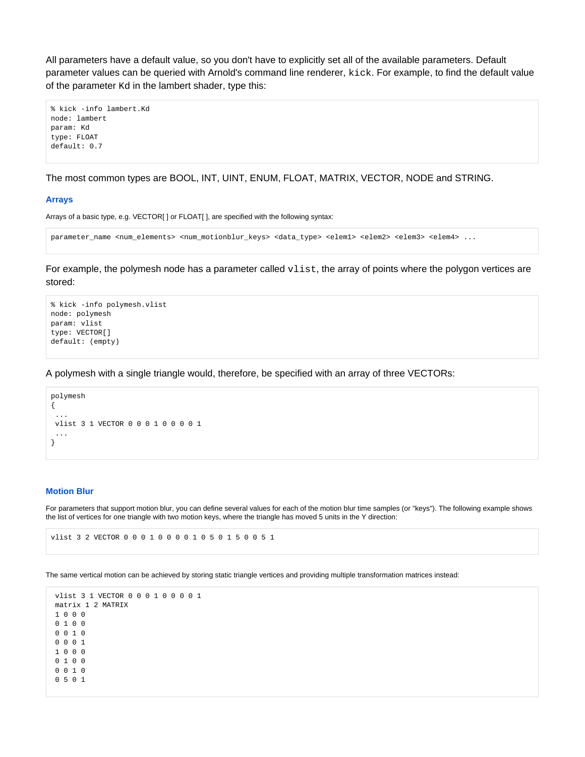All parameters have a default value, so you don't have to explicitly set all of the available parameters. Default parameter values can be queried with Arnold's command line renderer, `kick`. For example, to find the default value of the parameter Kd in the lambert shader, type this:

```
% kick -info lambert.Kd
node: lambert
param: Kd
type: FLOAT
default: 0.7
```

The most common types are BOOL, INT, UINT, ENUM, FLOAT, MATRIX, VECTOR, NODE and STRING.

### Arrays

Arrays of a basic type, e.g. VECTOR[ ] or FLOAT[ ], are specified with the following syntax:

```
parameter_name <num_elements> <num_motionblur_keys> <data_type> <elem1> <elem2> <elem3> <elem4> ...
```

For example, the polymesh node has a parameter called `vlist`, the array of points where the polygon vertices are stored:

```
% kick -info polymesh.vlist
node: polymesh
param: vlist
type: VECTOR[]
default: (empty)
```

A polymesh with a single triangle would, therefore, be specified with an array of three VECTORs:

```
polymesh
{
 ...
 vlist 3 1 VECTOR 0 0 0 1 0 0 0 0 1
 ...
}
```

### Motion Blur

For parameters that support motion blur, you can define several values for each of the motion blur time samples (or "keys"). The following example shows the list of vertices for one triangle with two motion keys, where the triangle has moved 5 units in the Y direction:

```
vlist 3 2 VECTOR 0 0 0 1 0 0 0 0 1 0 5 0 1 5 0 0 5 1
```

The same vertical motion can be achieved by storing static triangle vertices and providing multiple transformation matrices instead:

```
 vlist 3 1 VECTOR 0 0 0 1 0 0 0 0 1
 matrix 1 2 MATRIX
 1 0 0 0
 0 1 0 0
 0 0 1 0
 0 0 0 1
 1 0 0 0
 0 1 0 0
 0 0 1 0
 0 5 0 1
```